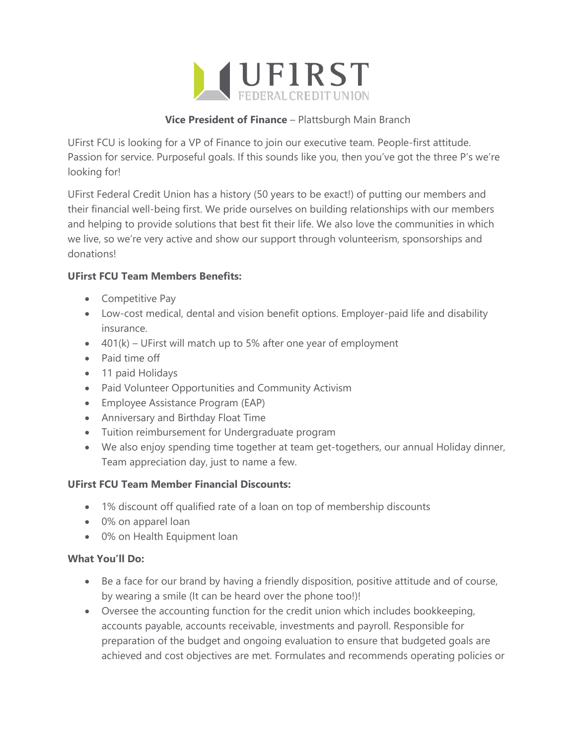UFIRST
FEDERAL CREDIT UNION

**Vice President of Finance** – Plattsburgh Main Branch

UFirst FCU is looking for a VP of Finance to join our executive team. People-first attitude. Passion for service. Purposeful goals. If this sounds like you, then you've got the three P's we're looking for!

UFirst Federal Credit Union has a history (50 years to be exact!) of putting our members and their financial well-being first. We pride ourselves on building relationships with our members and helping to provide solutions that best fit their life. We also love the communities in which we live, so we're very active and show our support through volunteerism, sponsorships and donations!

**UFirst FCU Team Members Benefits:**

- Competitive Pay
- Low-cost medical, dental and vision benefit options. Employer-paid life and disability insurance.
- 401(k) – UFirst will match up to 5% after one year of employment
- Paid time off
- 11 paid Holidays
- Paid Volunteer Opportunities and Community Activism
- Employee Assistance Program (EAP)
- Anniversary and Birthday Float Time
- Tuition reimbursement for Undergraduate program
- We also enjoy spending time together at team get-togethers, our annual Holiday dinner, Team appreciation day, just to name a few.

**UFirst FCU Team Member Financial Discounts:**

- 1% discount off qualified rate of a loan on top of membership discounts
- 0% on apparel loan
- 0% on Health Equipment loan

**What You'll Do:**

- Be a face for our brand by having a friendly disposition, positive attitude and of course, by wearing a smile (It can be heard over the phone too!)!
- Oversee the accounting function for the credit union which includes bookkeeping, accounts payable, accounts receivable, investments and payroll. Responsible for preparation of the budget and ongoing evaluation to ensure that budgeted goals are achieved and cost objectives are met. Formulates and recommends operating policies or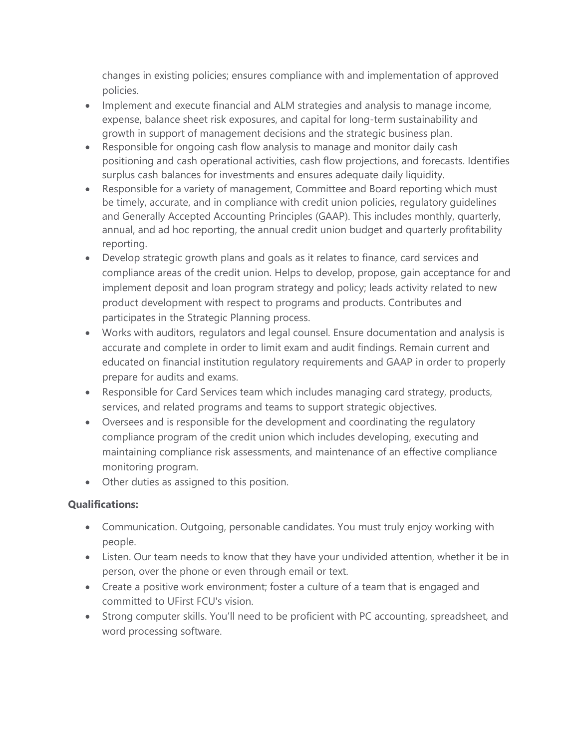changes in existing policies; ensures compliance with and implementation of approved policies.

- Implement and execute financial and ALM strategies and analysis to manage income, expense, balance sheet risk exposures, and capital for long-term sustainability and growth in support of management decisions and the strategic business plan.
- Responsible for ongoing cash flow analysis to manage and monitor daily cash positioning and cash operational activities, cash flow projections, and forecasts. Identifies surplus cash balances for investments and ensures adequate daily liquidity.
- Responsible for a variety of management, Committee and Board reporting which must be timely, accurate, and in compliance with credit union policies, regulatory guidelines and Generally Accepted Accounting Principles (GAAP). This includes monthly, quarterly, annual, and ad hoc reporting, the annual credit union budget and quarterly profitability reporting.
- Develop strategic growth plans and goals as it relates to finance, card services and compliance areas of the credit union. Helps to develop, propose, gain acceptance for and implement deposit and loan program strategy and policy; leads activity related to new product development with respect to programs and products. Contributes and participates in the Strategic Planning process.
- Works with auditors, regulators and legal counsel. Ensure documentation and analysis is accurate and complete in order to limit exam and audit findings. Remain current and educated on financial institution regulatory requirements and GAAP in order to properly prepare for audits and exams.
- Responsible for Card Services team which includes managing card strategy, products, services, and related programs and teams to support strategic objectives.
- Oversees and is responsible for the development and coordinating the regulatory compliance program of the credit union which includes developing, executing and maintaining compliance risk assessments, and maintenance of an effective compliance monitoring program.
- Other duties as assigned to this position.

**Qualifications:**

- Communication. Outgoing, personable candidates. You must truly enjoy working with people.
- Listen. Our team needs to know that they have your undivided attention, whether it be in person, over the phone or even through email or text.
- Create a positive work environment; foster a culture of a team that is engaged and committed to UFirst FCU's vision.
- Strong computer skills. You'll need to be proficient with PC accounting, spreadsheet, and word processing software.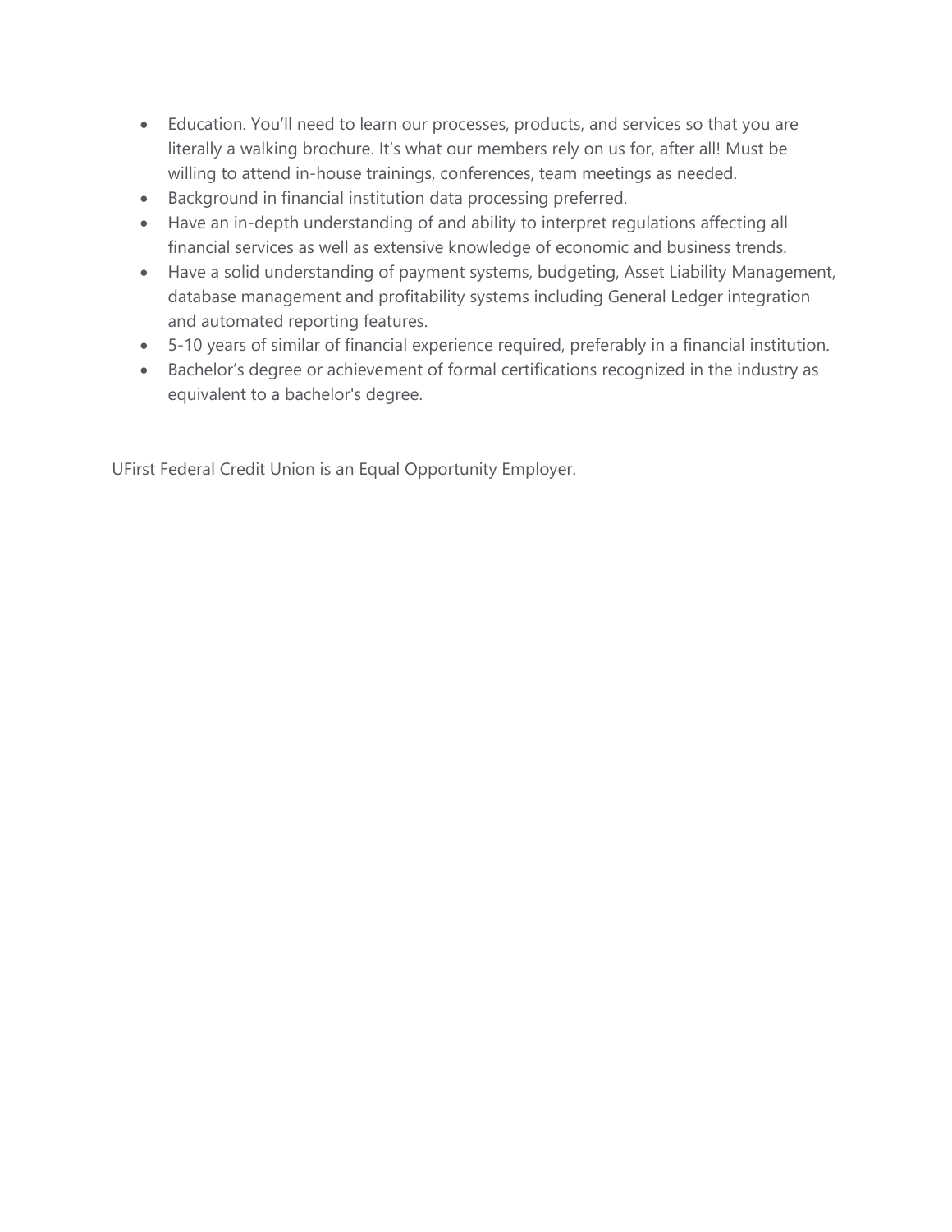- Education. You'll need to learn our processes, products, and services so that you are literally a walking brochure. It's what our members rely on us for, after all! Must be willing to attend in-house trainings, conferences, team meetings as needed.
- Background in financial institution data processing preferred.
- Have an in-depth understanding of and ability to interpret regulations affecting all financial services as well as extensive knowledge of economic and business trends.
- Have a solid understanding of payment systems, budgeting, Asset Liability Management, database management and profitability systems including General Ledger integration and automated reporting features.
- 5-10 years of similar of financial experience required, preferably in a financial institution.
- Bachelor's degree or achievement of formal certifications recognized in the industry as equivalent to a bachelor's degree.

UFirst Federal Credit Union is an Equal Opportunity Employer.